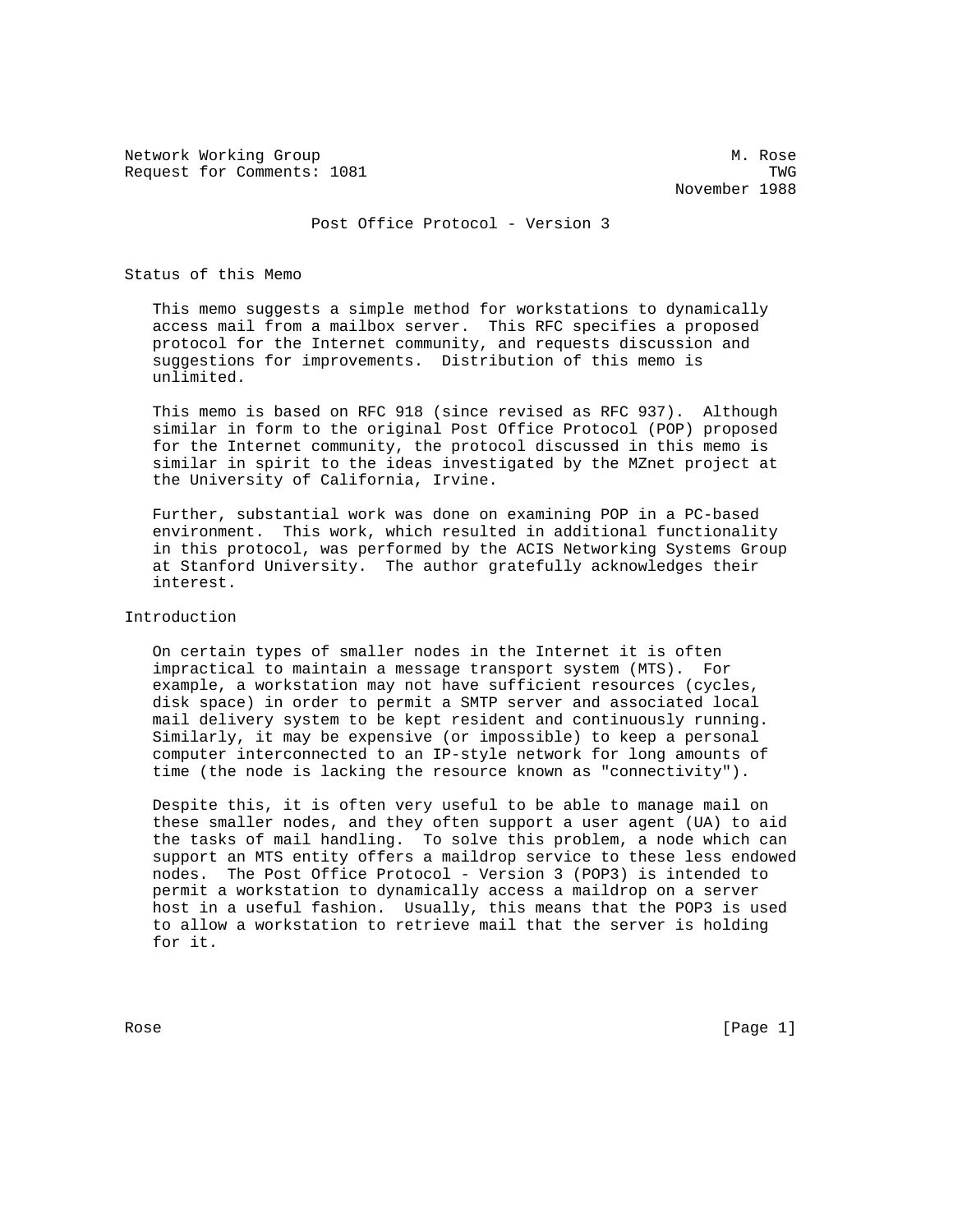Network Working Group M. Rose
Request for Comments: 1081 TWG
November 1988

# Post Office Protocol - Version 3

## Status of this Memo

This memo suggests a simple method for workstations to dynamically access mail from a mailbox server. This RFC specifies a proposed protocol for the Internet community, and requests discussion and suggestions for improvements. Distribution of this memo is unlimited.

This memo is based on RFC 918 (since revised as RFC 937). Although similar in form to the original Post Office Protocol (POP) proposed for the Internet community, the protocol discussed in this memo is similar in spirit to the ideas investigated by the MZnet project at the University of California, Irvine.

Further, substantial work was done on examining POP in a PC-based environment. This work, which resulted in additional functionality in this protocol, was performed by the ACIS Networking Systems Group at Stanford University. The author gratefully acknowledges their interest.

## Introduction

On certain types of smaller nodes in the Internet it is often impractical to maintain a message transport system (MTS). For example, a workstation may not have sufficient resources (cycles, disk space) in order to permit a SMTP server and associated local mail delivery system to be kept resident and continuously running. Similarly, it may be expensive (or impossible) to keep a personal computer interconnected to an IP-style network for long amounts of time (the node is lacking the resource known as "connectivity").

Despite this, it is often very useful to be able to manage mail on these smaller nodes, and they often support a user agent (UA) to aid the tasks of mail handling. To solve this problem, a node which can support an MTS entity offers a maildrop service to these less endowed nodes. The Post Office Protocol - Version 3 (POP3) is intended to permit a workstation to dynamically access a maildrop on a server host in a useful fashion. Usually, this means that the POP3 is used to allow a workstation to retrieve mail that the server is holding for it.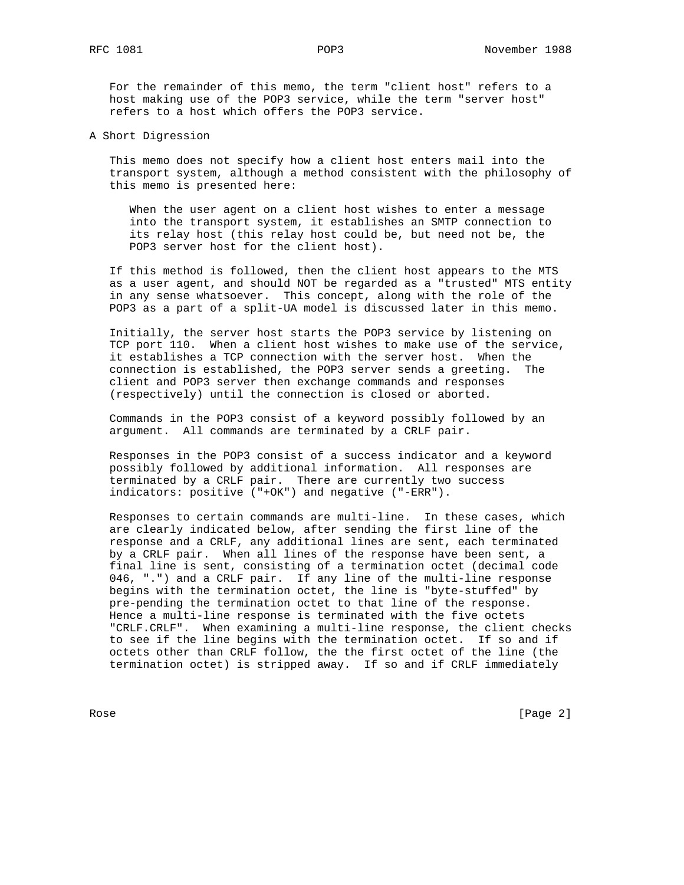For the remainder of this memo, the term "client host" refers to a host making use of the POP3 service, while the term "server host" refers to a host which offers the POP3 service.

## A Short Digression

This memo does not specify how a client host enters mail into the transport system, although a method consistent with the philosophy of this memo is presented here:

> When the user agent on a client host wishes to enter a message into the transport system, it establishes an SMTP connection to its relay host (this relay host could be, but need not be, the POP3 server host for the client host).

If this method is followed, then the client host appears to the MTS as a user agent, and should NOT be regarded as a "trusted" MTS entity in any sense whatsoever. This concept, along with the role of the POP3 as a part of a split-UA model is discussed later in this memo.

Initially, the server host starts the POP3 service by listening on TCP port 110. When a client host wishes to make use of the service, it establishes a TCP connection with the server host. When the connection is established, the POP3 server sends a greeting. The client and POP3 server then exchange commands and responses (respectively) until the connection is closed or aborted.

Commands in the POP3 consist of a keyword possibly followed by an argument. All commands are terminated by a CRLF pair.

Responses in the POP3 consist of a success indicator and a keyword possibly followed by additional information. All responses are terminated by a CRLF pair. There are currently two success indicators: positive ("+OK") and negative ("-ERR").

Responses to certain commands are multi-line. In these cases, which are clearly indicated below, after sending the first line of the response and a CRLF, any additional lines are sent, each terminated by a CRLF pair. When all lines of the response have been sent, a final line is sent, consisting of a termination octet (decimal code 046, ".") and a CRLF pair. If any line of the multi-line response begins with the termination octet, the line is "byte-stuffed" by pre-pending the termination octet to that line of the response. Hence a multi-line response is terminated with the five octets "CRLF.CRLF". When examining a multi-line response, the client checks to see if the line begins with the termination octet. If so and if octets other than CRLF follow, the the first octet of the line (the termination octet) is stripped away. If so and if CRLF immediately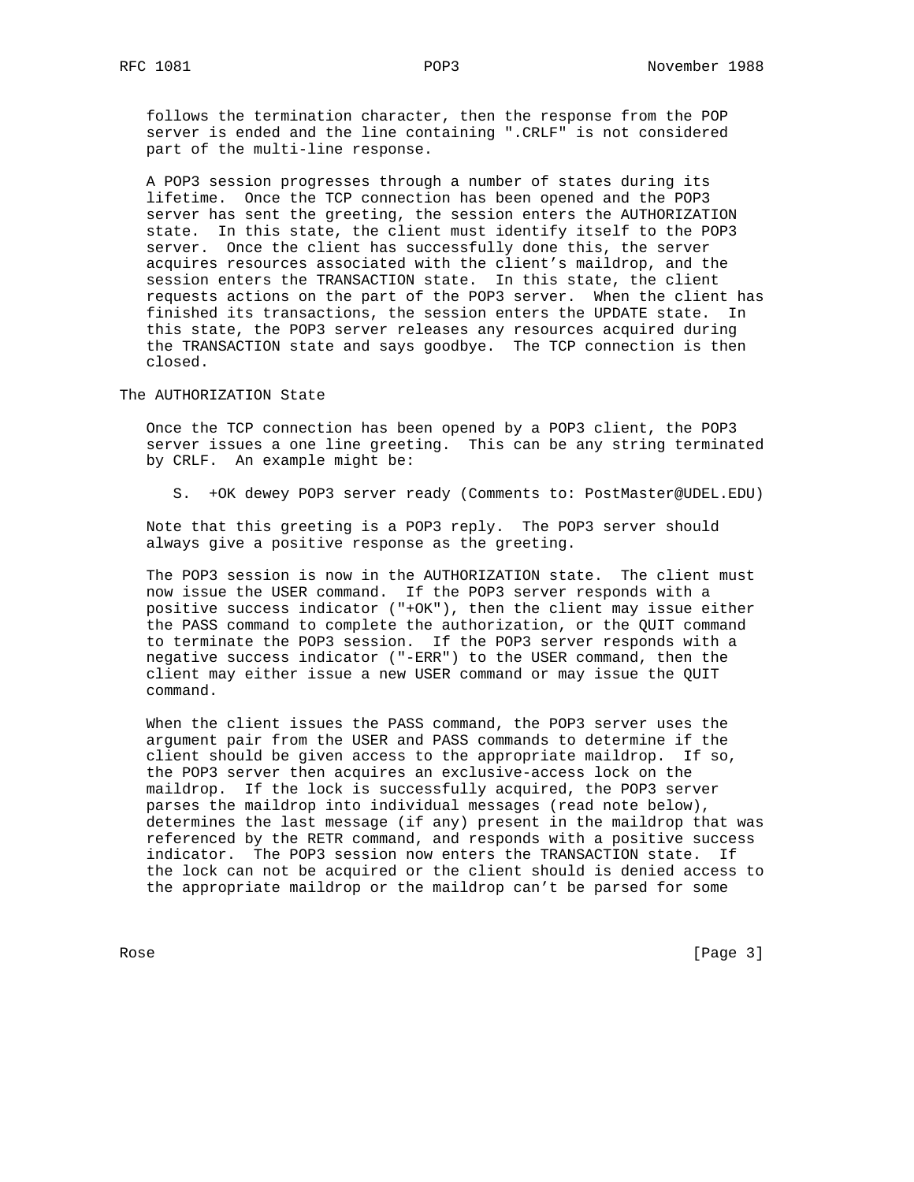follows the termination character, then the response from the POP server is ended and the line containing ".CRLF" is not considered part of the multi-line response.

A POP3 session progresses through a number of states during its lifetime. Once the TCP connection has been opened and the POP3 server has sent the greeting, the session enters the AUTHORIZATION state. In this state, the client must identify itself to the POP3 server. Once the client has successfully done this, the server acquires resources associated with the client's maildrop, and the session enters the TRANSACTION state. In this state, the client requests actions on the part of the POP3 server. When the client has finished its transactions, the session enters the UPDATE state. In this state, the POP3 server releases any resources acquired during the TRANSACTION state and says goodbye. The TCP connection is then closed.

## The AUTHORIZATION State

Once the TCP connection has been opened by a POP3 client, the POP3 server issues a one line greeting. This can be any string terminated by CRLF. An example might be:

```
S.  +OK dewey POP3 server ready (Comments to: PostMaster@UDEL.EDU)
```

Note that this greeting is a POP3 reply. The POP3 server should always give a positive response as the greeting.

The POP3 session is now in the AUTHORIZATION state. The client must now issue the USER command. If the POP3 server responds with a positive success indicator ("+OK"), then the client may issue either the PASS command to complete the authorization, or the QUIT command to terminate the POP3 session. If the POP3 server responds with a negative success indicator ("-ERR") to the USER command, then the client may either issue a new USER command or may issue the QUIT command.

When the client issues the PASS command, the POP3 server uses the argument pair from the USER and PASS commands to determine if the client should be given access to the appropriate maildrop. If so, the POP3 server then acquires an exclusive-access lock on the maildrop. If the lock is successfully acquired, the POP3 server parses the maildrop into individual messages (read note below), determines the last message (if any) present in the maildrop that was referenced by the RETR command, and responds with a positive success indicator. The POP3 session now enters the TRANSACTION state. If the lock can not be acquired or the client should is denied access to the appropriate maildrop or the maildrop can't be parsed for some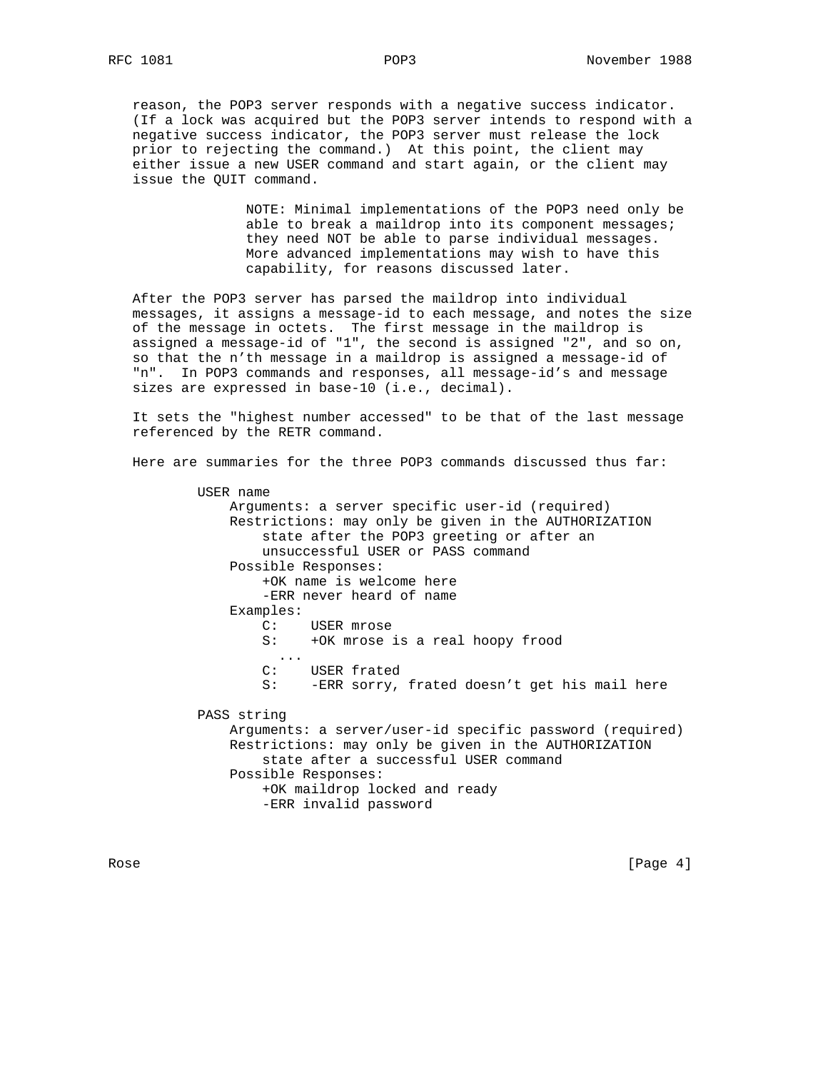reason, the POP3 server responds with a negative success indicator. (If a lock was acquired but the POP3 server intends to respond with a negative success indicator, the POP3 server must release the lock prior to rejecting the command.) At this point, the client may either issue a new USER command and start again, or the client may issue the QUIT command.

> NOTE: Minimal implementations of the POP3 need only be able to break a maildrop into its component messages; they need NOT be able to parse individual messages. More advanced implementations may wish to have this capability, for reasons discussed later.

After the POP3 server has parsed the maildrop into individual messages, it assigns a message-id to each message, and notes the size of the message in octets. The first message in the maildrop is assigned a message-id of "1", the second is assigned "2", and so on, so that the n'th message in a maildrop is assigned a message-id of "n". In POP3 commands and responses, all message-id's and message sizes are expressed in base-10 (i.e., decimal).

It sets the "highest number accessed" to be that of the last message referenced by the RETR command.

Here are summaries for the three POP3 commands discussed thus far:

```
        USER name
            Arguments: a server specific user-id (required)
            Restrictions: may only be given in the AUTHORIZATION
                state after the POP3 greeting or after an
                unsuccessful USER or PASS command
            Possible Responses:
                +OK name is welcome here
                -ERR never heard of name
            Examples:
                C:    USER mrose
                S:    +OK mrose is a real hoopy frood
                  ...
                C:    USER frated
                S:    -ERR sorry, frated doesn't get his mail here

        PASS string
            Arguments: a server/user-id specific password (required)
            Restrictions: may only be given in the AUTHORIZATION
                state after a successful USER command
            Possible Responses:
                +OK maildrop locked and ready
                -ERR invalid password
```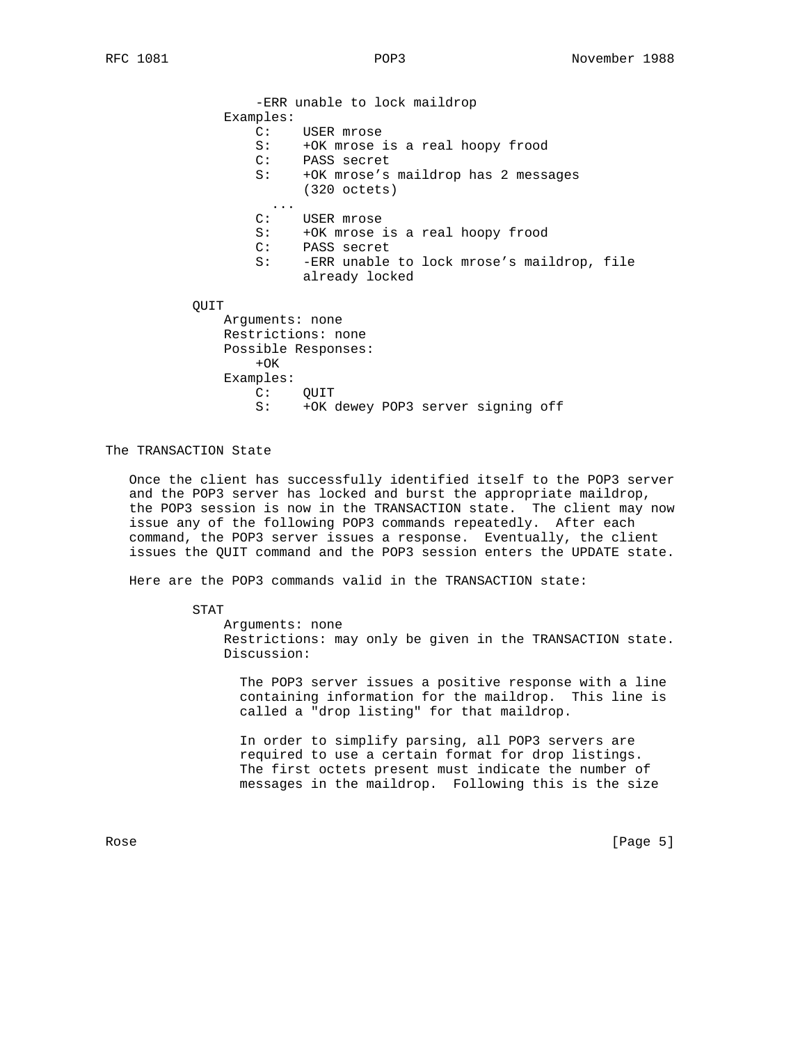-ERR unable to lock maildrop

Examples:

```
C:    USER mrose
S:    +OK mrose is a real hoopy frood
C:    PASS secret
S:    +OK mrose's maildrop has 2 messages
      (320 octets)
  ...
C:    USER mrose
S:    +OK mrose is a real hoopy frood
C:    PASS secret
S:    -ERR unable to lock mrose's maildrop, file
      already locked
```

QUIT

Arguments: none

Restrictions: none

Possible Responses:

+OK

Examples:

```
C:    QUIT
S:    +OK dewey POP3 server signing off
```

## The TRANSACTION State

Once the client has successfully identified itself to the POP3 server and the POP3 server has locked and burst the appropriate maildrop, the POP3 session is now in the TRANSACTION state. The client may now issue any of the following POP3 commands repeatedly. After each command, the POP3 server issues a response. Eventually, the client issues the QUIT command and the POP3 session enters the UPDATE state.

Here are the POP3 commands valid in the TRANSACTION state:

STAT

Arguments: none

Restrictions: may only be given in the TRANSACTION state.

Discussion:

The POP3 server issues a positive response with a line containing information for the maildrop. This line is called a "drop listing" for that maildrop.

In order to simplify parsing, all POP3 servers are required to use a certain format for drop listings. The first octets present must indicate the number of messages in the maildrop. Following this is the size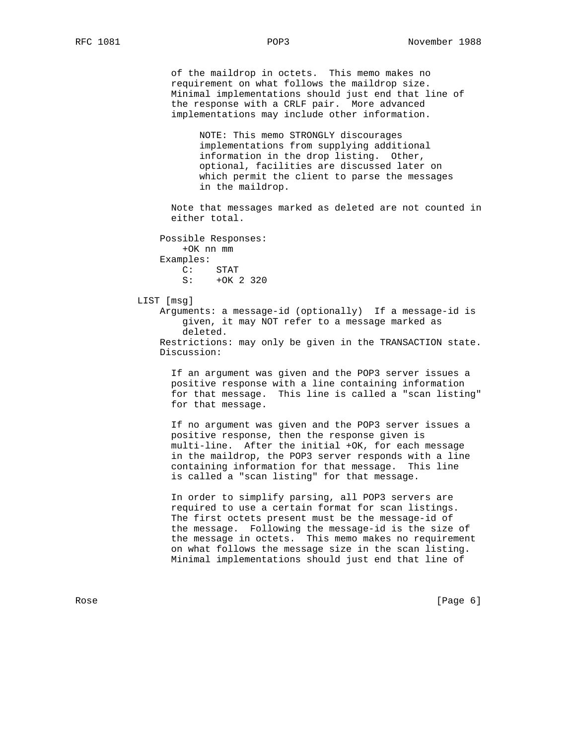of the maildrop in octets. This memo makes no requirement on what follows the maildrop size. Minimal implementations should just end that line of the response with a CRLF pair. More advanced implementations may include other information.

> NOTE: This memo STRONGLY discourages implementations from supplying additional information in the drop listing. Other, optional, facilities are discussed later on which permit the client to parse the messages in the maildrop.

Note that messages marked as deleted are not counted in either total.

Possible Responses:

```
+OK nn mm
```

Examples:

```
C:    STAT
S:    +OK 2 320
```

LIST [msg]

Arguments: a message-id (optionally) If a message-id is given, it may NOT refer to a message marked as deleted.

Restrictions: may only be given in the TRANSACTION state.

Discussion:

If an argument was given and the POP3 server issues a positive response with a line containing information for that message. This line is called a "scan listing" for that message.

If no argument was given and the POP3 server issues a positive response, then the response given is multi-line. After the initial +OK, for each message in the maildrop, the POP3 server responds with a line containing information for that message. This line is called a "scan listing" for that message.

In order to simplify parsing, all POP3 servers are required to use a certain format for scan listings. The first octets present must be the message-id of the message. Following the message-id is the size of the message in octets. This memo makes no requirement on what follows the message size in the scan listing. Minimal implementations should just end that line of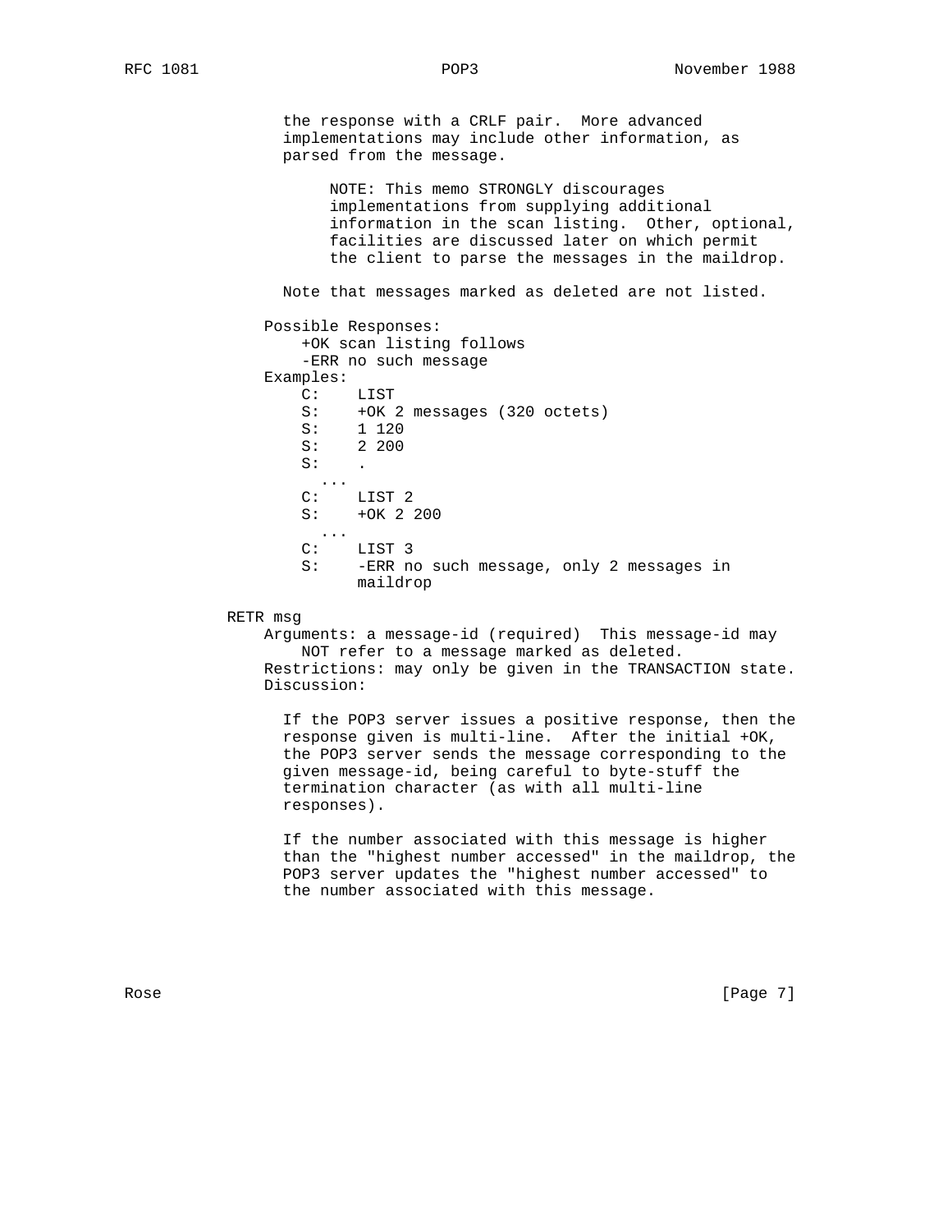the response with a CRLF pair. More advanced implementations may include other information, as parsed from the message.

> NOTE: This memo STRONGLY discourages implementations from supplying additional information in the scan listing. Other, optional, facilities are discussed later on which permit the client to parse the messages in the maildrop.

Note that messages marked as deleted are not listed.

Possible Responses:

```
+OK scan listing follows
-ERR no such message
```

Examples:

```
C:    LIST
S:    +OK 2 messages (320 octets)
S:    1 120
S:    2 200
S:    .
  ...
C:    LIST 2
S:    +OK 2 200
  ...
C:    LIST 3
S:    -ERR no such message, only 2 messages in
      maildrop
```

RETR msg

Arguments: a message-id (required) This message-id may NOT refer to a message marked as deleted.

Restrictions: may only be given in the TRANSACTION state.

Discussion:

If the POP3 server issues a positive response, then the response given is multi-line. After the initial +OK, the POP3 server sends the message corresponding to the given message-id, being careful to byte-stuff the termination character (as with all multi-line responses).

If the number associated with this message is higher than the "highest number accessed" in the maildrop, the POP3 server updates the "highest number accessed" to the number associated with this message.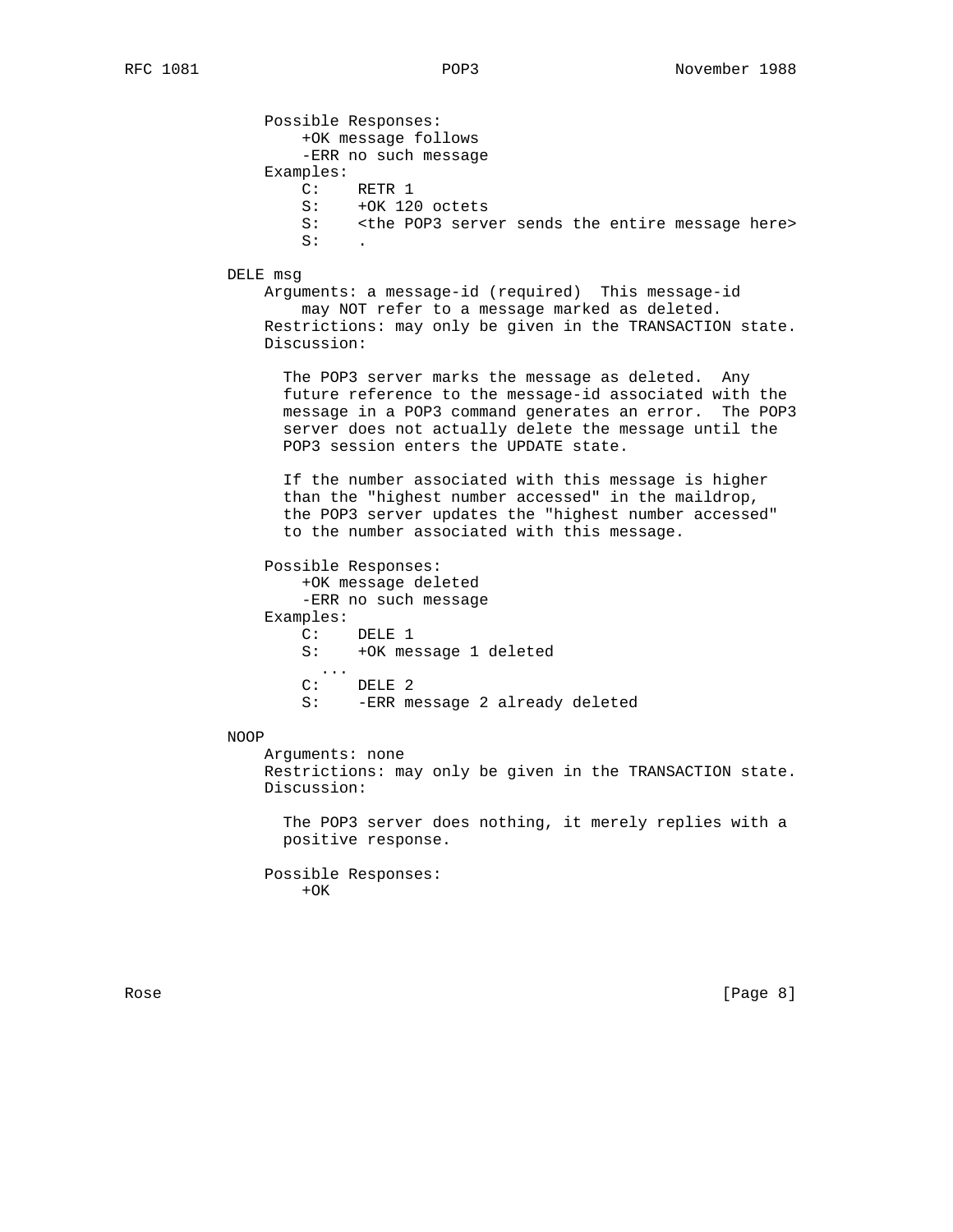Possible Responses:
    +OK message follows
    -ERR no such message

Examples:

```
C:    RETR 1
S:    +OK 120 octets
S:    <the POP3 server sends the entire message here>
S:    .
```

DELE msg

Arguments: a message-id (required)  This message-id may NOT refer to a message marked as deleted.

Restrictions: may only be given in the TRANSACTION state.

Discussion:

The POP3 server marks the message as deleted.  Any future reference to the message-id associated with the message in a POP3 command generates an error.  The POP3 server does not actually delete the message until the POP3 session enters the UPDATE state.

If the number associated with this message is higher than the "highest number accessed" in the maildrop, the POP3 server updates the "highest number accessed" to the number associated with this message.

Possible Responses:
    +OK message deleted
    -ERR no such message

Examples:

```
C:    DELE 1
S:    +OK message 1 deleted
  ...
C:    DELE 2
S:    -ERR message 2 already deleted
```

NOOP

Arguments: none

Restrictions: may only be given in the TRANSACTION state.

Discussion:

The POP3 server does nothing, it merely replies with a positive response.

Possible Responses:
    +OK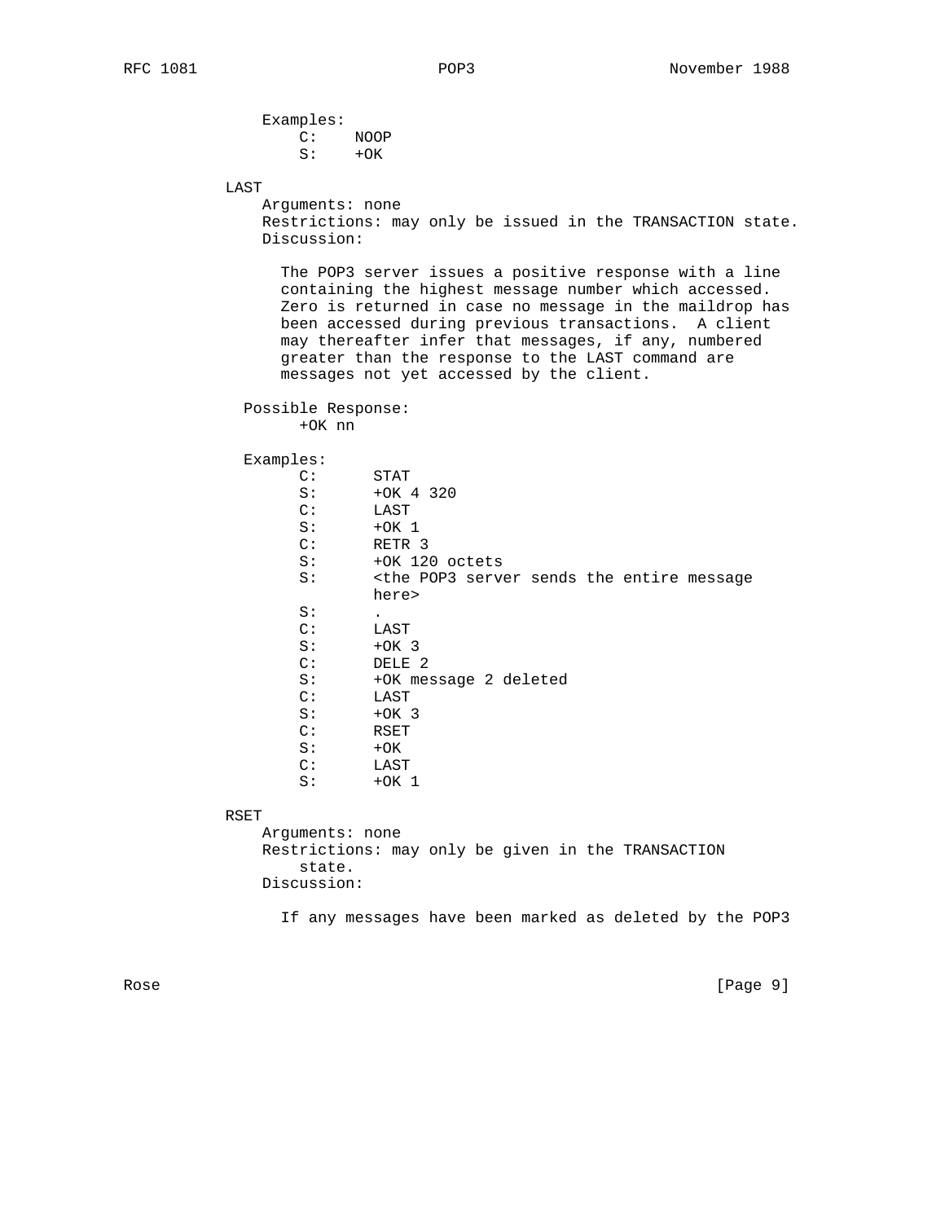Examples:

```
C:    NOOP
S:    +OK
```

LAST

Arguments: none

Restrictions: may only be issued in the TRANSACTION state.

Discussion:

The POP3 server issues a positive response with a line containing the highest message number which accessed. Zero is returned in case no message in the maildrop has been accessed during previous transactions. A client may thereafter infer that messages, if any, numbered greater than the response to the LAST command are messages not yet accessed by the client.

Possible Response:

```
+OK nn
```

Examples:

```
C:      STAT
S:      +OK 4 320
C:      LAST
S:      +OK 1
C:      RETR 3
S:      +OK 120 octets
S:      <the POP3 server sends the entire message
        here>
S:      .
C:      LAST
S:      +OK 3
C:      DELE 2
S:      +OK message 2 deleted
C:      LAST
S:      +OK 3
C:      RSET
S:      +OK
C:      LAST
S:      +OK 1
```

RSET

Arguments: none

Restrictions: may only be given in the TRANSACTION state.

Discussion:

If any messages have been marked as deleted by the POP3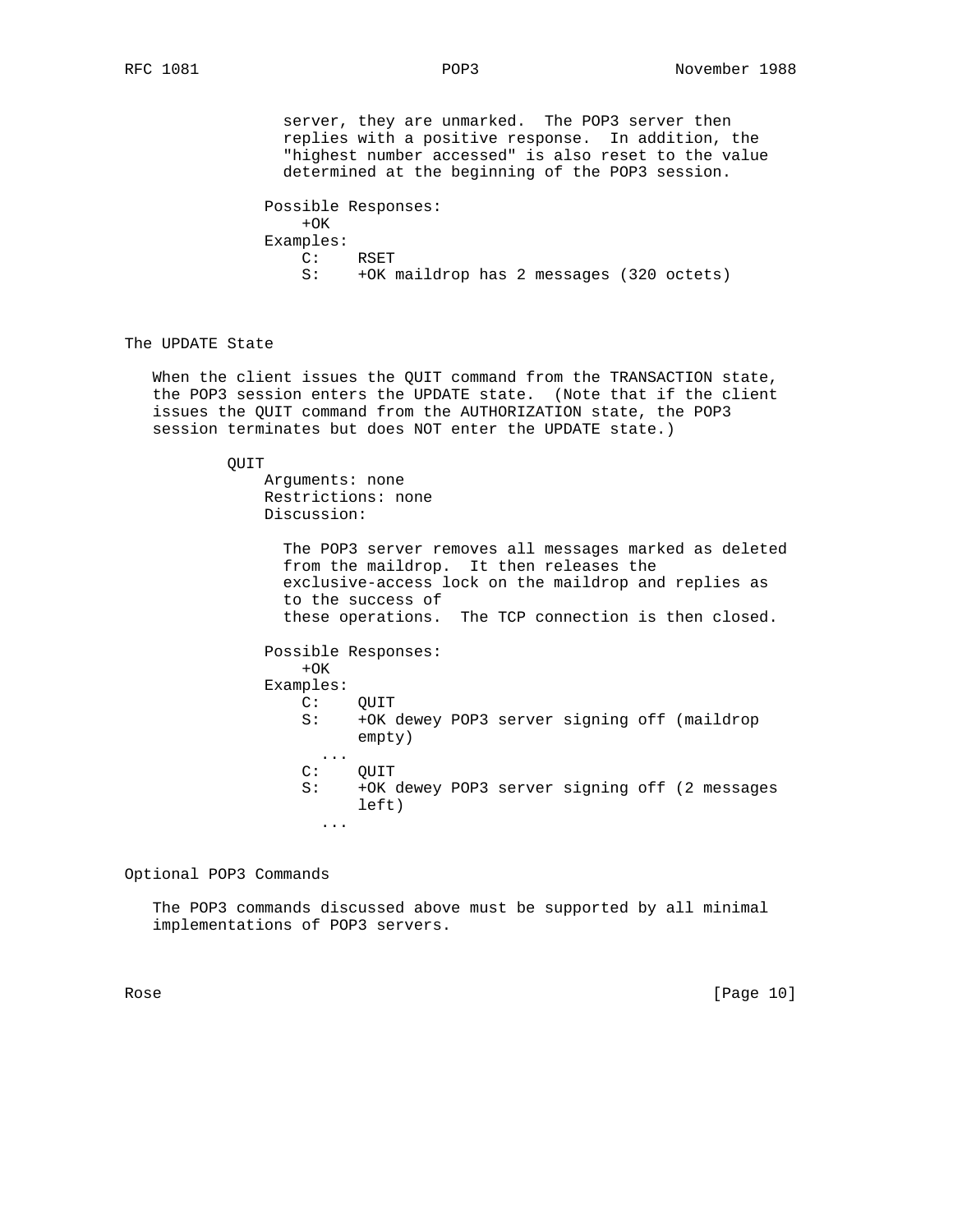server, they are unmarked. The POP3 server then replies with a positive response. In addition, the "highest number accessed" is also reset to the value determined at the beginning of the POP3 session.

Possible Responses:
+OK

Examples:

```
C:    RSET
S:    +OK maildrop has 2 messages (320 octets)
```

## The UPDATE State

When the client issues the QUIT command from the TRANSACTION state, the POP3 session enters the UPDATE state. (Note that if the client issues the QUIT command from the AUTHORIZATION state, the POP3 session terminates but does NOT enter the UPDATE state.)

QUIT

Arguments: none

Restrictions: none

Discussion:

The POP3 server removes all messages marked as deleted from the maildrop. It then releases the exclusive-access lock on the maildrop and replies as to the success of these operations. The TCP connection is then closed.

Possible Responses:
+OK

Examples:

```
C:    QUIT
S:    +OK dewey POP3 server signing off (maildrop
      empty)
  ...
C:    QUIT
S:    +OK dewey POP3 server signing off (2 messages
      left)
  ...
```

## Optional POP3 Commands

The POP3 commands discussed above must be supported by all minimal implementations of POP3 servers.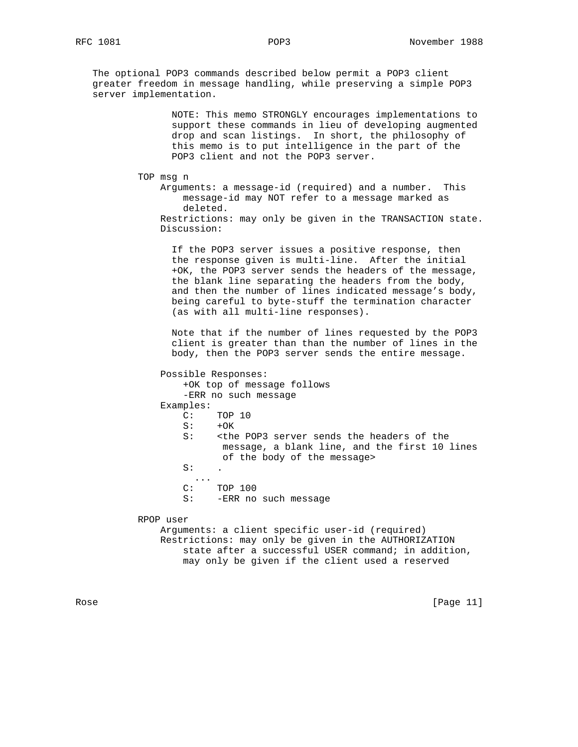The optional POP3 commands described below permit a POP3 client greater freedom in message handling, while preserving a simple POP3 server implementation.

> NOTE: This memo STRONGLY encourages implementations to support these commands in lieu of developing augmented drop and scan listings. In short, the philosophy of this memo is to put intelligence in the part of the POP3 client and not the POP3 server.

TOP msg n

Arguments: a message-id (required) and a number. This message-id may NOT refer to a message marked as deleted.

Restrictions: may only be given in the TRANSACTION state.

Discussion:

If the POP3 server issues a positive response, then the response given is multi-line. After the initial +OK, the POP3 server sends the headers of the message, the blank line separating the headers from the body, and then the number of lines indicated message's body, being careful to byte-stuff the termination character (as with all multi-line responses).

Note that if the number of lines requested by the POP3 client is greater than than the number of lines in the body, then the POP3 server sends the entire message.

Possible Responses:

```
+OK top of message follows
-ERR no such message
```

Examples:

```
C:    TOP 10
S:    +OK
S:    <the POP3 server sends the headers of the
       message, a blank line, and the first 10 lines
       of the body of the message>
S:    .
  ...
C:    TOP 100
S:    -ERR no such message
```

RPOP user

Arguments: a client specific user-id (required)

Restrictions: may only be given in the AUTHORIZATION state after a successful USER command; in addition, may only be given if the client used a reserved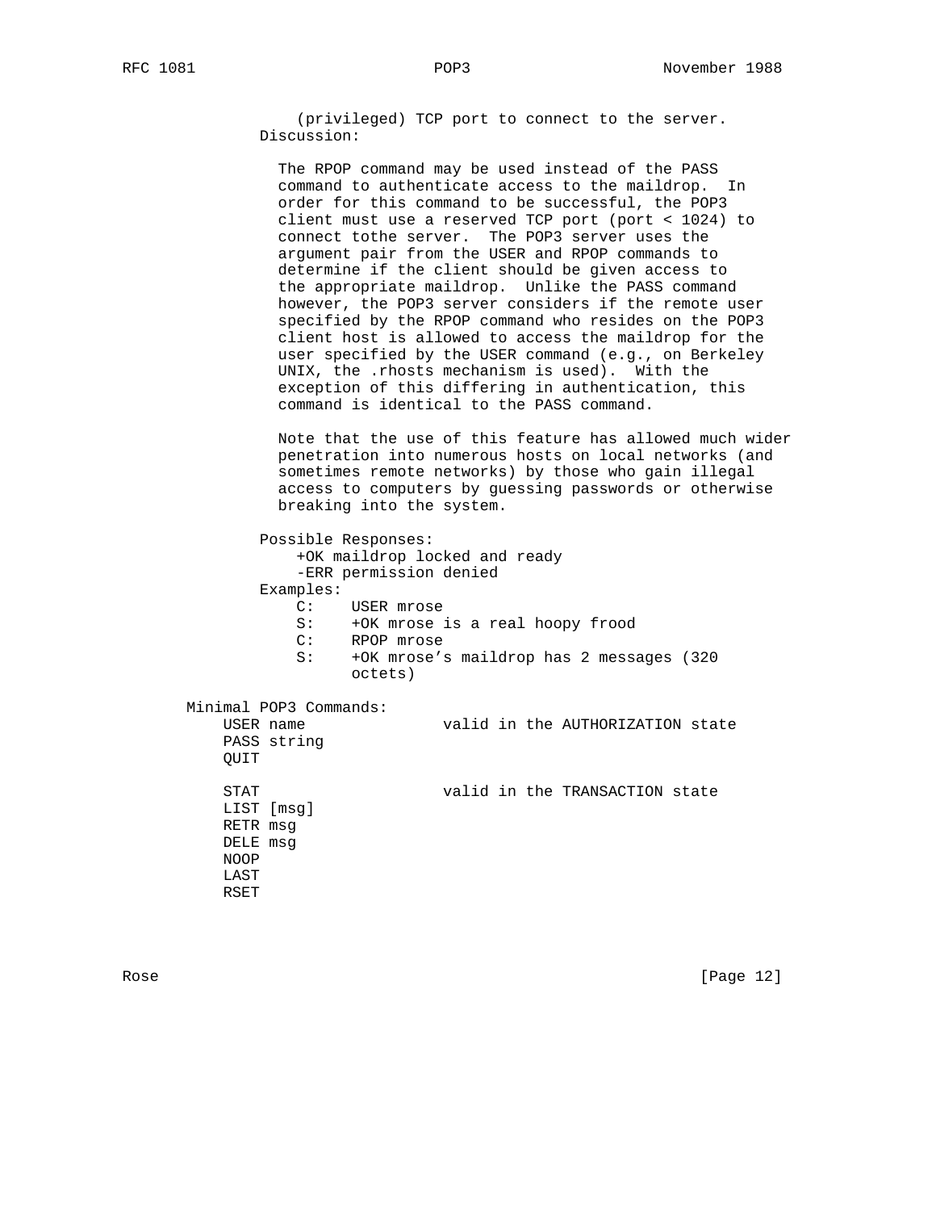(privileged) TCP port to connect to the server.

Discussion:

The RPOP command may be used instead of the PASS command to authenticate access to the maildrop. In order for this command to be successful, the POP3 client must use a reserved TCP port (port < 1024) to connect tothe server. The POP3 server uses the argument pair from the USER and RPOP commands to determine if the client should be given access to the appropriate maildrop. Unlike the PASS command however, the POP3 server considers if the remote user specified by the RPOP command who resides on the POP3 client host is allowed to access the maildrop for the user specified by the USER command (e.g., on Berkeley UNIX, the .rhosts mechanism is used). With the exception of this differing in authentication, this command is identical to the PASS command.

Note that the use of this feature has allowed much wider penetration into numerous hosts on local networks (and sometimes remote networks) by those who gain illegal access to computers by guessing passwords or otherwise breaking into the system.

Possible Responses:

```
+OK maildrop locked and ready
-ERR permission denied
```

Examples:

```
C:    USER mrose
S:    +OK mrose is a real hoopy frood
C:    RPOP mrose
S:    +OK mrose's maildrop has 2 messages (320
      octets)
```

Minimal POP3 Commands:

```
USER name               valid in the AUTHORIZATION state
PASS string
QUIT

STAT                    valid in the TRANSACTION state
LIST [msg]
RETR msg
DELE msg
NOOP
LAST
RSET
```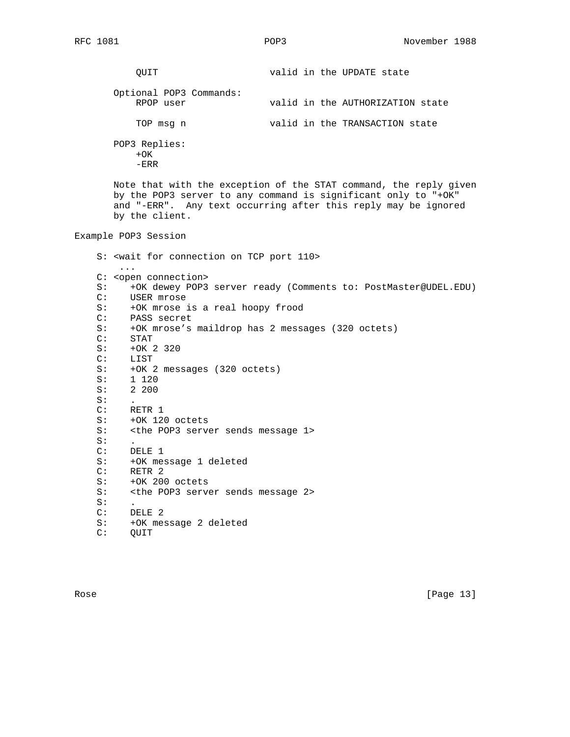```
    QUIT                     valid in the UPDATE state

Optional POP3 Commands:
    RPOP user                valid in the AUTHORIZATION state

    TOP msg n                valid in the TRANSACTION state

POP3 Replies:
    +OK
    -ERR
```

Note that with the exception of the STAT command, the reply given by the POP3 server to any command is significant only to "+OK" and "-ERR". Any text occurring after this reply may be ignored by the client.

## Example POP3 Session

```
S: <wait for connection on TCP port 110>
    ...
C: <open connection>
S:    +OK dewey POP3 server ready (Comments to: PostMaster@UDEL.EDU)
C:    USER mrose
S:    +OK mrose is a real hoopy frood
C:    PASS secret
S:    +OK mrose's maildrop has 2 messages (320 octets)
C:    STAT
S:    +OK 2 320
C:    LIST
S:    +OK 2 messages (320 octets)
S:    1 120
S:    2 200
S:    .
C:    RETR 1
S:    +OK 120 octets
S:    <the POP3 server sends message 1>
S:    .
C:    DELE 1
S:    +OK message 1 deleted
C:    RETR 2
S:    +OK 200 octets
S:    <the POP3 server sends message 2>
S:    .
C:    DELE 2
S:    +OK message 2 deleted
C:    QUIT
```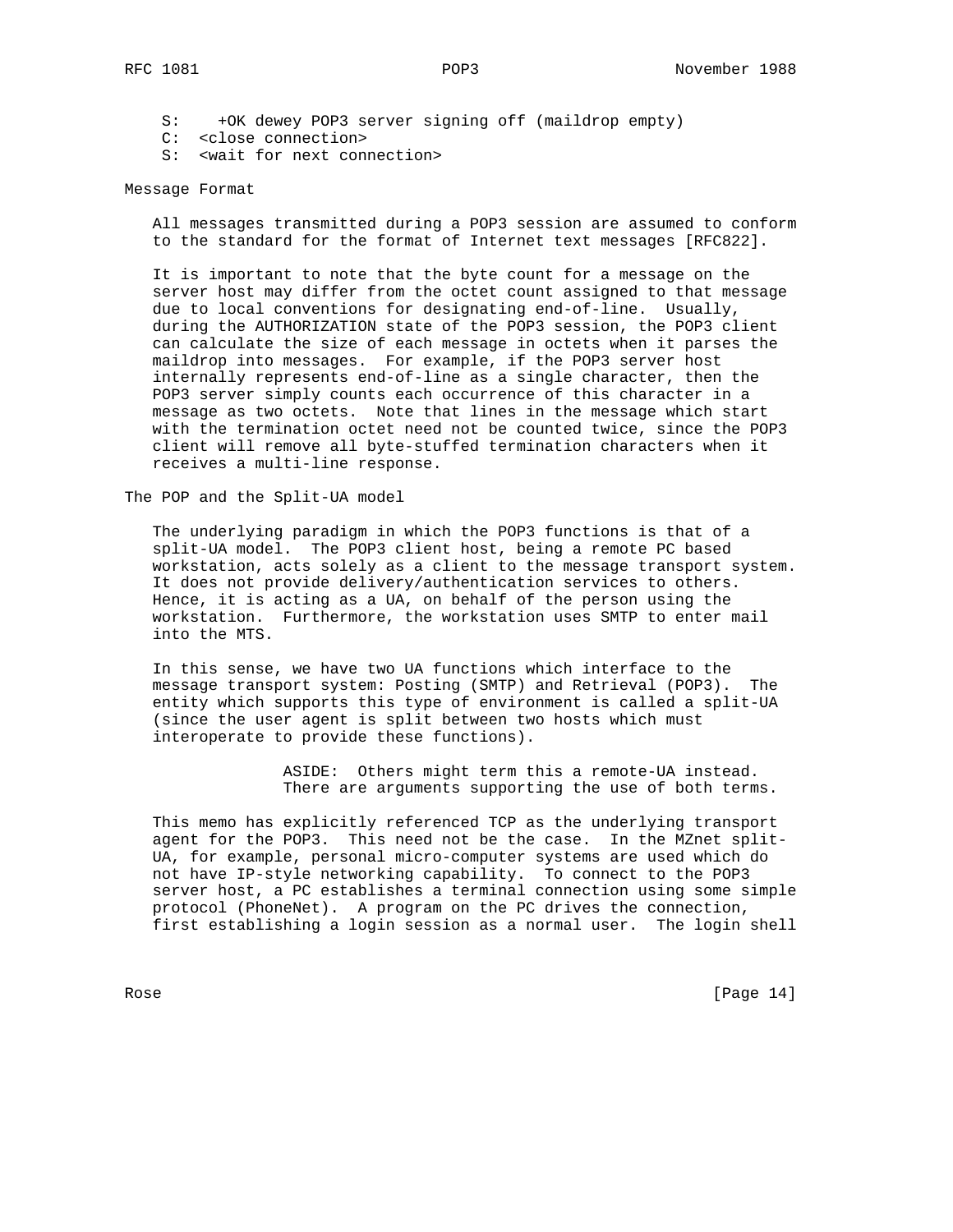```
S:    +OK dewey POP3 server signing off (maildrop empty)
C:  <close connection>
S:  <wait for next connection>
```

## Message Format

All messages transmitted during a POP3 session are assumed to conform to the standard for the format of Internet text messages [RFC822].

It is important to note that the byte count for a message on the server host may differ from the octet count assigned to that message due to local conventions for designating end-of-line. Usually, during the AUTHORIZATION state of the POP3 session, the POP3 client can calculate the size of each message in octets when it parses the maildrop into messages. For example, if the POP3 server host internally represents end-of-line as a single character, then the POP3 server simply counts each occurrence of this character in a message as two octets. Note that lines in the message which start with the termination octet need not be counted twice, since the POP3 client will remove all byte-stuffed termination characters when it receives a multi-line response.

## The POP and the Split-UA model

The underlying paradigm in which the POP3 functions is that of a split-UA model. The POP3 client host, being a remote PC based workstation, acts solely as a client to the message transport system. It does not provide delivery/authentication services to others. Hence, it is acting as a UA, on behalf of the person using the workstation. Furthermore, the workstation uses SMTP to enter mail into the MTS.

In this sense, we have two UA functions which interface to the message transport system: Posting (SMTP) and Retrieval (POP3). The entity which supports this type of environment is called a split-UA (since the user agent is split between two hosts which must interoperate to provide these functions).

> ASIDE: Others might term this a remote-UA instead. There are arguments supporting the use of both terms.

This memo has explicitly referenced TCP as the underlying transport agent for the POP3. This need not be the case. In the MZnet split-UA, for example, personal micro-computer systems are used which do not have IP-style networking capability. To connect to the POP3 server host, a PC establishes a terminal connection using some simple protocol (PhoneNet). A program on the PC drives the connection, first establishing a login session as a normal user. The login shell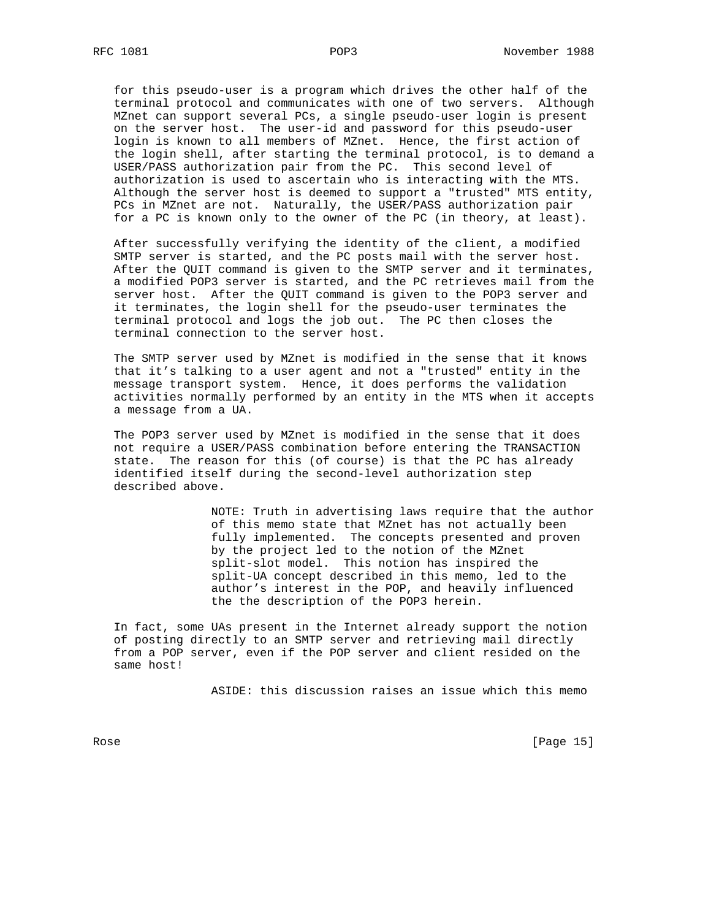for this pseudo-user is a program which drives the other half of the terminal protocol and communicates with one of two servers. Although MZnet can support several PCs, a single pseudo-user login is present on the server host. The user-id and password for this pseudo-user login is known to all members of MZnet. Hence, the first action of the login shell, after starting the terminal protocol, is to demand a USER/PASS authorization pair from the PC. This second level of authorization is used to ascertain who is interacting with the MTS. Although the server host is deemed to support a "trusted" MTS entity, PCs in MZnet are not. Naturally, the USER/PASS authorization pair for a PC is known only to the owner of the PC (in theory, at least).

After successfully verifying the identity of the client, a modified SMTP server is started, and the PC posts mail with the server host. After the QUIT command is given to the SMTP server and it terminates, a modified POP3 server is started, and the PC retrieves mail from the server host. After the QUIT command is given to the POP3 server and it terminates, the login shell for the pseudo-user terminates the terminal protocol and logs the job out. The PC then closes the terminal connection to the server host.

The SMTP server used by MZnet is modified in the sense that it knows that it's talking to a user agent and not a "trusted" entity in the message transport system. Hence, it does performs the validation activities normally performed by an entity in the MTS when it accepts a message from a UA.

The POP3 server used by MZnet is modified in the sense that it does not require a USER/PASS combination before entering the TRANSACTION state. The reason for this (of course) is that the PC has already identified itself during the second-level authorization step described above.

> NOTE: Truth in advertising laws require that the author of this memo state that MZnet has not actually been fully implemented. The concepts presented and proven by the project led to the notion of the MZnet split-slot model. This notion has inspired the split-UA concept described in this memo, led to the author's interest in the POP, and heavily influenced the the description of the POP3 herein.

In fact, some UAs present in the Internet already support the notion of posting directly to an SMTP server and retrieving mail directly from a POP server, even if the POP server and client resided on the same host!

> ASIDE: this discussion raises an issue which this memo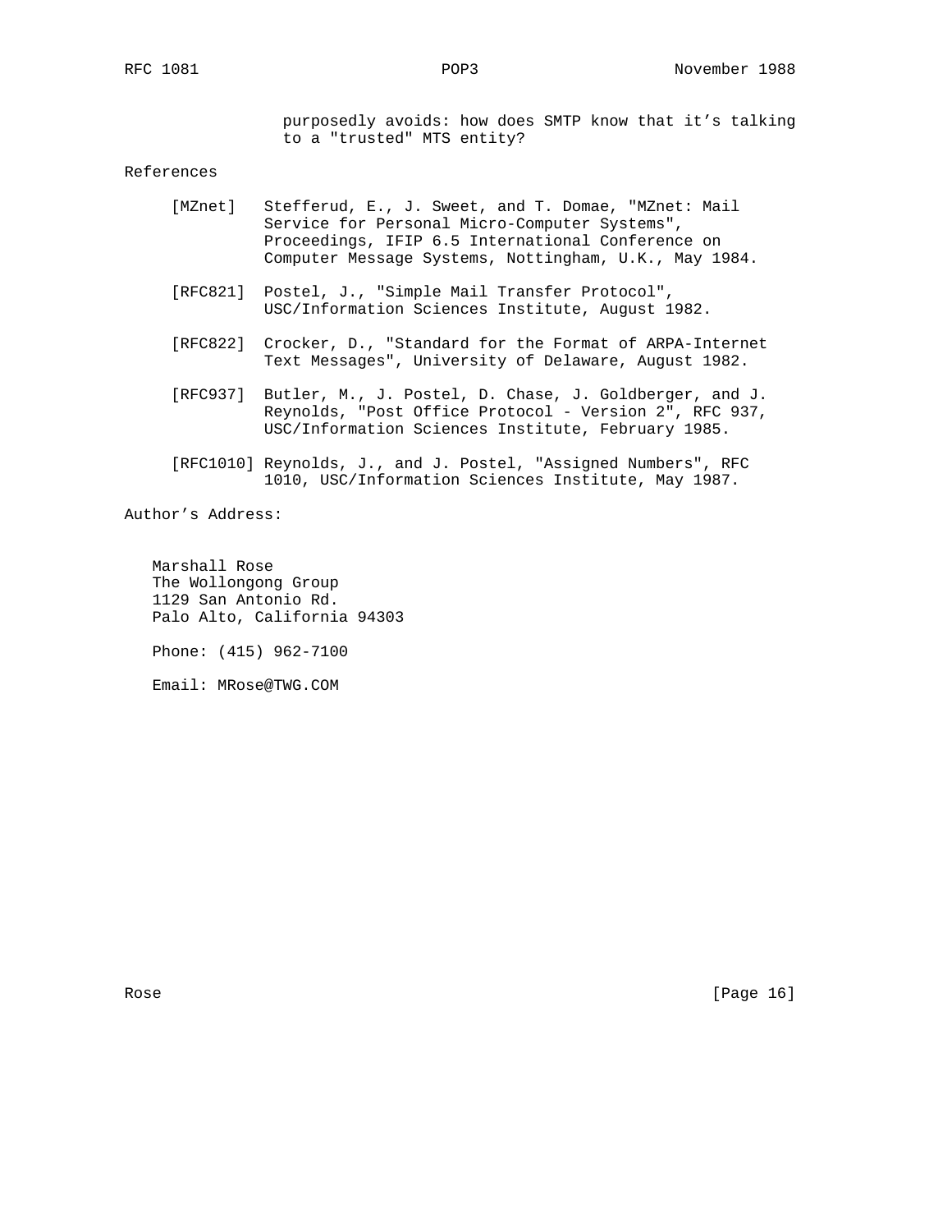purposedly avoids: how does SMTP know that it's talking to a "trusted" MTS entity?

## References

[MZnet] Stefferud, E., J. Sweet, and T. Domae, "MZnet: Mail Service for Personal Micro-Computer Systems", Proceedings, IFIP 6.5 International Conference on Computer Message Systems, Nottingham, U.K., May 1984.

[RFC821] Postel, J., "Simple Mail Transfer Protocol", USC/Information Sciences Institute, August 1982.

[RFC822] Crocker, D., "Standard for the Format of ARPA-Internet Text Messages", University of Delaware, August 1982.

[RFC937] Butler, M., J. Postel, D. Chase, J. Goldberger, and J. Reynolds, "Post Office Protocol - Version 2", RFC 937, USC/Information Sciences Institute, February 1985.

[RFC1010] Reynolds, J., and J. Postel, "Assigned Numbers", RFC 1010, USC/Information Sciences Institute, May 1987.

## Author's Address:

Marshall Rose
The Wollongong Group
1129 San Antonio Rd.
Palo Alto, California 94303

Phone: (415) 962-7100

Email: MRose@TWG.COM